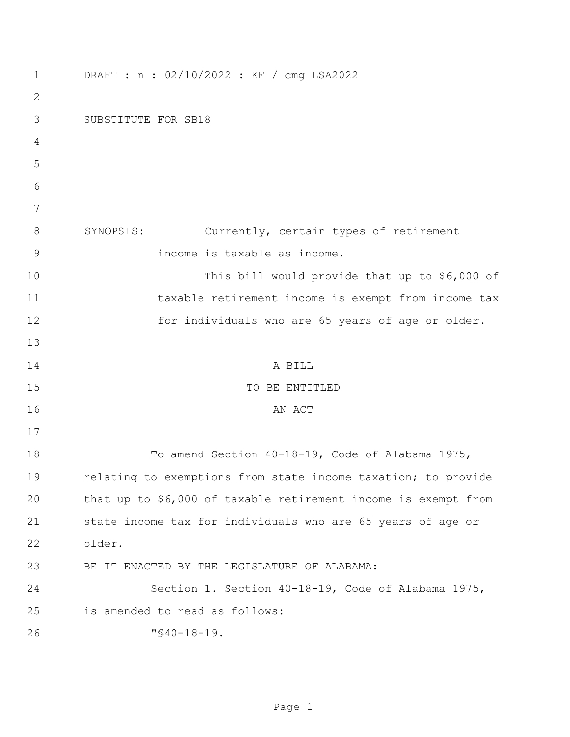DRAFT : n : 02/10/2022 : KF / cmg LSA2022

SUBSTITUTE FOR SB18

SYNOPSIS: Currently, certain types of retirement income is taxable as income.

This bill would provide that up to $6,000 of taxable retirement income is exempt from income tax for individuals who are 65 years of age or older.

A BILL

TO BE ENTITLED

AN ACT

To amend Section 40-18-19, Code of Alabama 1975, relating to exemptions from state income taxation; to provide that up to $6,000 of taxable retirement income is exempt from state income tax for individuals who are 65 years of age or older.

BE IT ENACTED BY THE LEGISLATURE OF ALABAMA:

Section 1. Section 40-18-19, Code of Alabama 1975, is amended to read as follows:

"§40-18-19.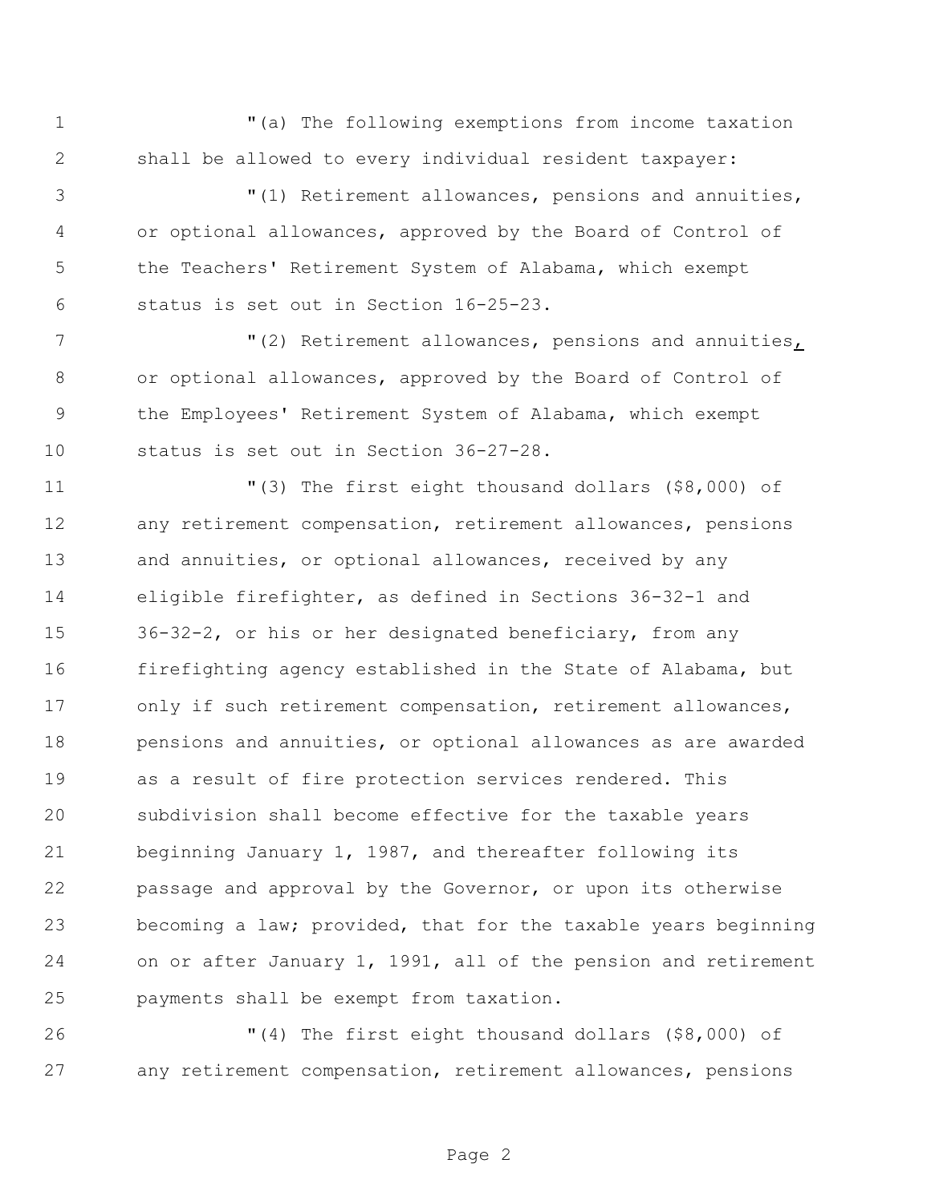"(a) The following exemptions from income taxation shall be allowed to every individual resident taxpayer:

"(1) Retirement allowances, pensions and annuities, or optional allowances, approved by the Board of Control of the Teachers' Retirement System of Alabama, which exempt status is set out in Section 16-25-23.

"(2) Retirement allowances, pensions and annuities, or optional allowances, approved by the Board of Control of the Employees' Retirement System of Alabama, which exempt status is set out in Section 36-27-28.

"(3) The first eight thousand dollars ($8,000) of any retirement compensation, retirement allowances, pensions and annuities, or optional allowances, received by any eligible firefighter, as defined in Sections 36-32-1 and 36-32-2, or his or her designated beneficiary, from any firefighting agency established in the State of Alabama, but only if such retirement compensation, retirement allowances, pensions and annuities, or optional allowances as are awarded as a result of fire protection services rendered. This subdivision shall become effective for the taxable years beginning January 1, 1987, and thereafter following its passage and approval by the Governor, or upon its otherwise becoming a law; provided, that for the taxable years beginning on or after January 1, 1991, all of the pension and retirement payments shall be exempt from taxation.

"(4) The first eight thousand dollars ($8,000) of any retirement compensation, retirement allowances, pensions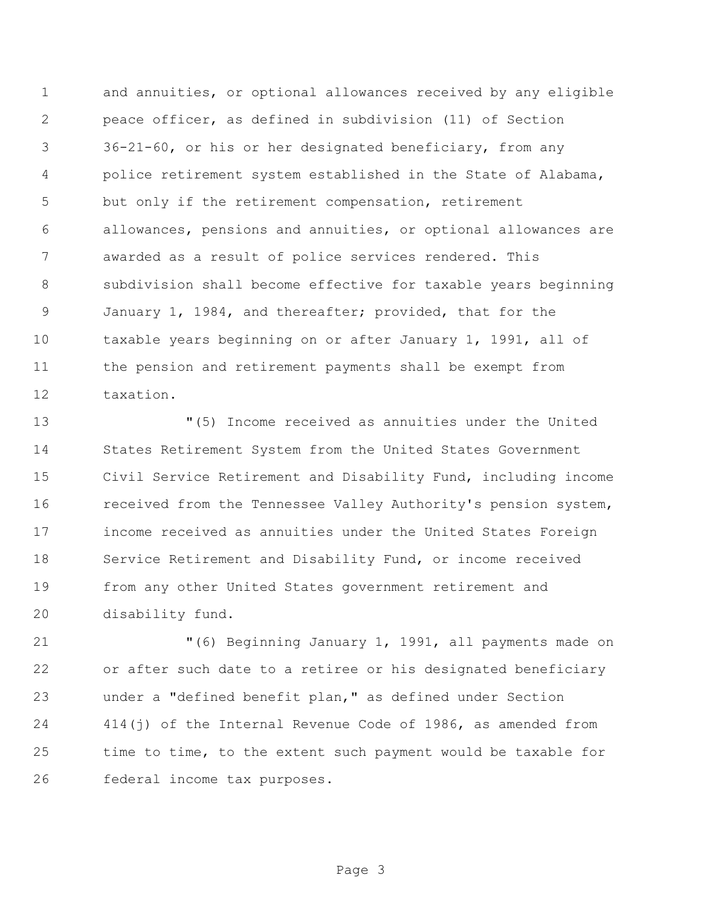and annuities, or optional allowances received by any eligible peace officer, as defined in subdivision (11) of Section 36-21-60, or his or her designated beneficiary, from any police retirement system established in the State of Alabama, but only if the retirement compensation, retirement allowances, pensions and annuities, or optional allowances are awarded as a result of police services rendered. This subdivision shall become effective for taxable years beginning January 1, 1984, and thereafter; provided, that for the taxable years beginning on or after January 1, 1991, all of the pension and retirement payments shall be exempt from taxation.

"(5) Income received as annuities under the United States Retirement System from the United States Government Civil Service Retirement and Disability Fund, including income received from the Tennessee Valley Authority's pension system, income received as annuities under the United States Foreign Service Retirement and Disability Fund, or income received from any other United States government retirement and disability fund.

"(6) Beginning January 1, 1991, all payments made on or after such date to a retiree or his designated beneficiary under a "defined benefit plan," as defined under Section 414(j) of the Internal Revenue Code of 1986, as amended from time to time, to the extent such payment would be taxable for federal income tax purposes.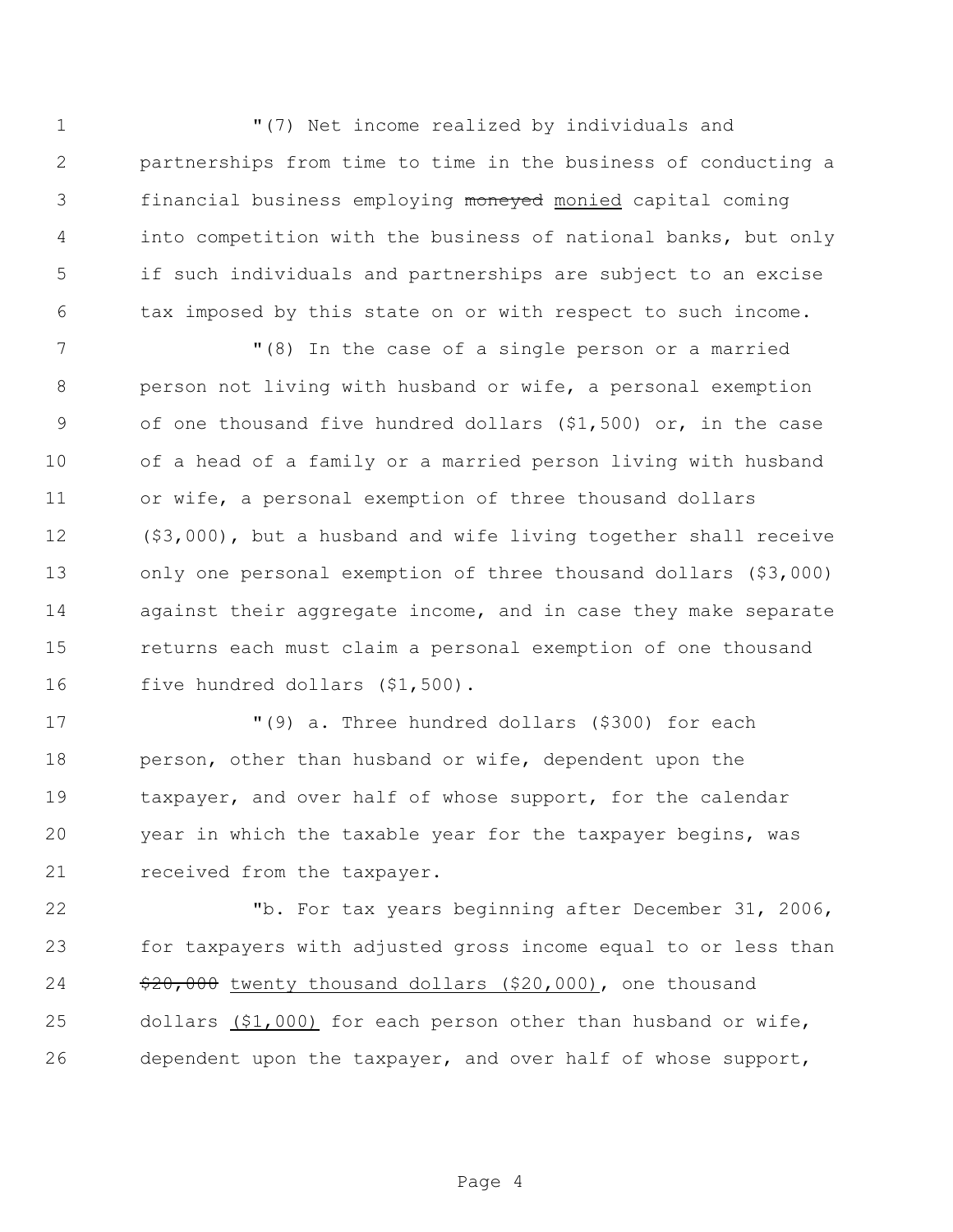"(7) Net income realized by individuals and partnerships from time to time in the business of conducting a financial business employing ~~moneyed~~ monied capital coming into competition with the business of national banks, but only if such individuals and partnerships are subject to an excise tax imposed by this state on or with respect to such income.

"(8) In the case of a single person or a married person not living with husband or wife, a personal exemption of one thousand five hundred dollars ($1,500) or, in the case of a head of a family or a married person living with husband or wife, a personal exemption of three thousand dollars ($3,000), but a husband and wife living together shall receive only one personal exemption of three thousand dollars ($3,000) against their aggregate income, and in case they make separate returns each must claim a personal exemption of one thousand five hundred dollars ($1,500).

"(9) a. Three hundred dollars ($300) for each person, other than husband or wife, dependent upon the taxpayer, and over half of whose support, for the calendar year in which the taxable year for the taxpayer begins, was received from the taxpayer.

"b. For tax years beginning after December 31, 2006, for taxpayers with adjusted gross income equal to or less than ~~$20,000~~ twenty thousand dollars ($20,000), one thousand dollars ($1,000) for each person other than husband or wife, dependent upon the taxpayer, and over half of whose support,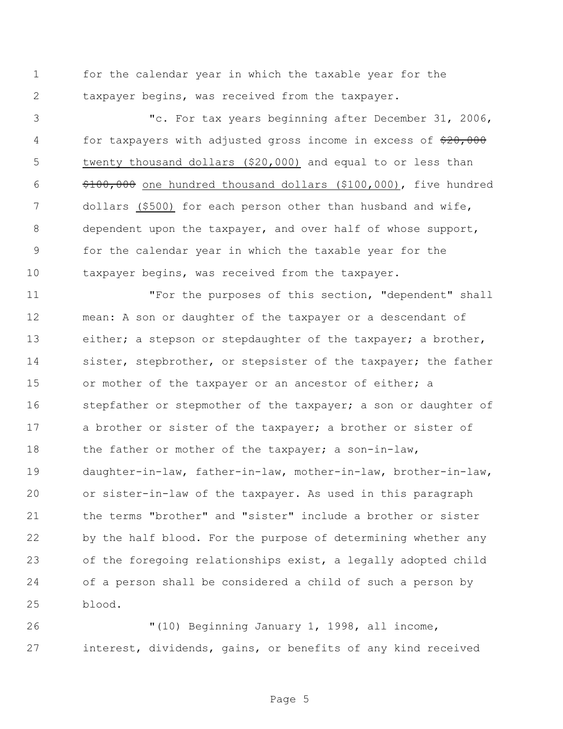for the calendar year in which the taxable year for the taxpayer begins, was received from the taxpayer.

"c. For tax years beginning after December 31, 2006, for taxpayers with adjusted gross income in excess of ~~$20,000~~ <u>twenty thousand dollars ($20,000)</u> and equal to or less than ~~$100,000~~ <u>one hundred thousand dollars ($100,000)</u>, five hundred dollars <u>($500)</u> for each person other than husband and wife, dependent upon the taxpayer, and over half of whose support, for the calendar year in which the taxable year for the taxpayer begins, was received from the taxpayer.

"For the purposes of this section, "dependent" shall mean: A son or daughter of the taxpayer or a descendant of either; a stepson or stepdaughter of the taxpayer; a brother, sister, stepbrother, or stepsister of the taxpayer; the father or mother of the taxpayer or an ancestor of either; a stepfather or stepmother of the taxpayer; a son or daughter of a brother or sister of the taxpayer; a brother or sister of the father or mother of the taxpayer; a son-in-law, daughter-in-law, father-in-law, mother-in-law, brother-in-law, or sister-in-law of the taxpayer. As used in this paragraph the terms "brother" and "sister" include a brother or sister by the half blood. For the purpose of determining whether any of the foregoing relationships exist, a legally adopted child of a person shall be considered a child of such a person by blood.

"(10) Beginning January 1, 1998, all income, interest, dividends, gains, or benefits of any kind received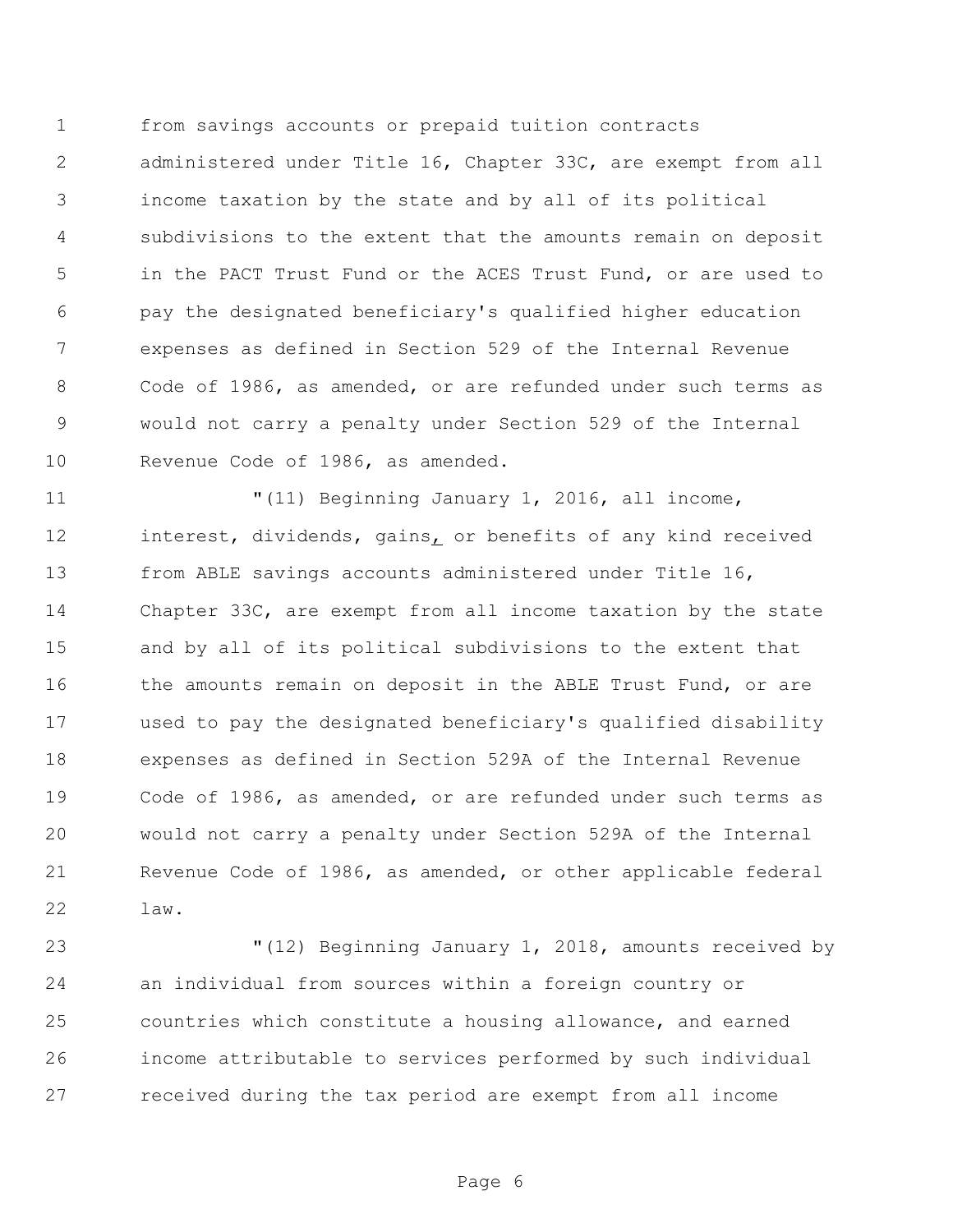from savings accounts or prepaid tuition contracts administered under Title 16, Chapter 33C, are exempt from all income taxation by the state and by all of its political subdivisions to the extent that the amounts remain on deposit in the PACT Trust Fund or the ACES Trust Fund, or are used to pay the designated beneficiary's qualified higher education expenses as defined in Section 529 of the Internal Revenue Code of 1986, as amended, or are refunded under such terms as would not carry a penalty under Section 529 of the Internal Revenue Code of 1986, as amended.

"(11) Beginning January 1, 2016, all income, interest, dividends, gains, or benefits of any kind received from ABLE savings accounts administered under Title 16, Chapter 33C, are exempt from all income taxation by the state and by all of its political subdivisions to the extent that the amounts remain on deposit in the ABLE Trust Fund, or are used to pay the designated beneficiary's qualified disability expenses as defined in Section 529A of the Internal Revenue Code of 1986, as amended, or are refunded under such terms as would not carry a penalty under Section 529A of the Internal Revenue Code of 1986, as amended, or other applicable federal law.

"(12) Beginning January 1, 2018, amounts received by an individual from sources within a foreign country or countries which constitute a housing allowance, and earned income attributable to services performed by such individual received during the tax period are exempt from all income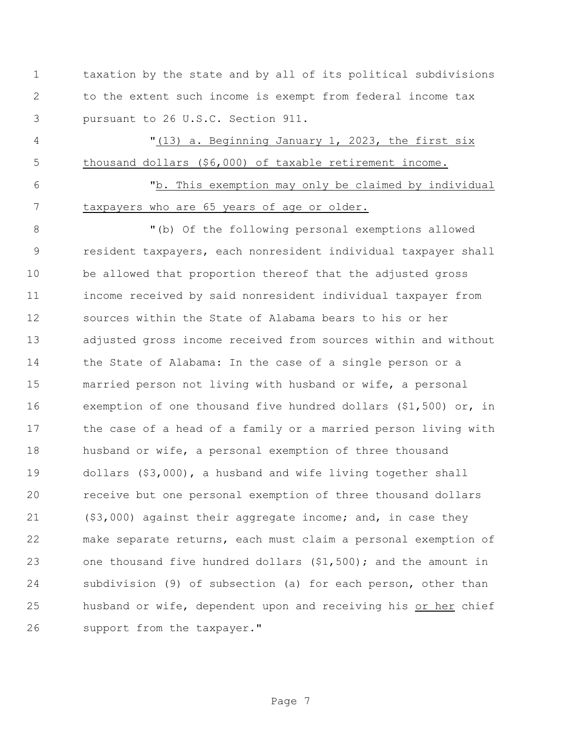taxation by the state and by all of its political subdivisions to the extent such income is exempt from federal income tax pursuant to 26 U.S.C. Section 911.

"(13) a. Beginning January 1, 2023, the first six thousand dollars ($6,000) of taxable retirement income.

"b. This exemption may only be claimed by individual taxpayers who are 65 years of age or older.

"(b) Of the following personal exemptions allowed resident taxpayers, each nonresident individual taxpayer shall be allowed that proportion thereof that the adjusted gross income received by said nonresident individual taxpayer from sources within the State of Alabama bears to his or her adjusted gross income received from sources within and without the State of Alabama: In the case of a single person or a married person not living with husband or wife, a personal exemption of one thousand five hundred dollars ($1,500) or, in the case of a head of a family or a married person living with husband or wife, a personal exemption of three thousand dollars ($3,000), a husband and wife living together shall receive but one personal exemption of three thousand dollars ($3,000) against their aggregate income; and, in case they make separate returns, each must claim a personal exemption of one thousand five hundred dollars ($1,500); and the amount in subdivision (9) of subsection (a) for each person, other than husband or wife, dependent upon and receiving his or her chief support from the taxpayer."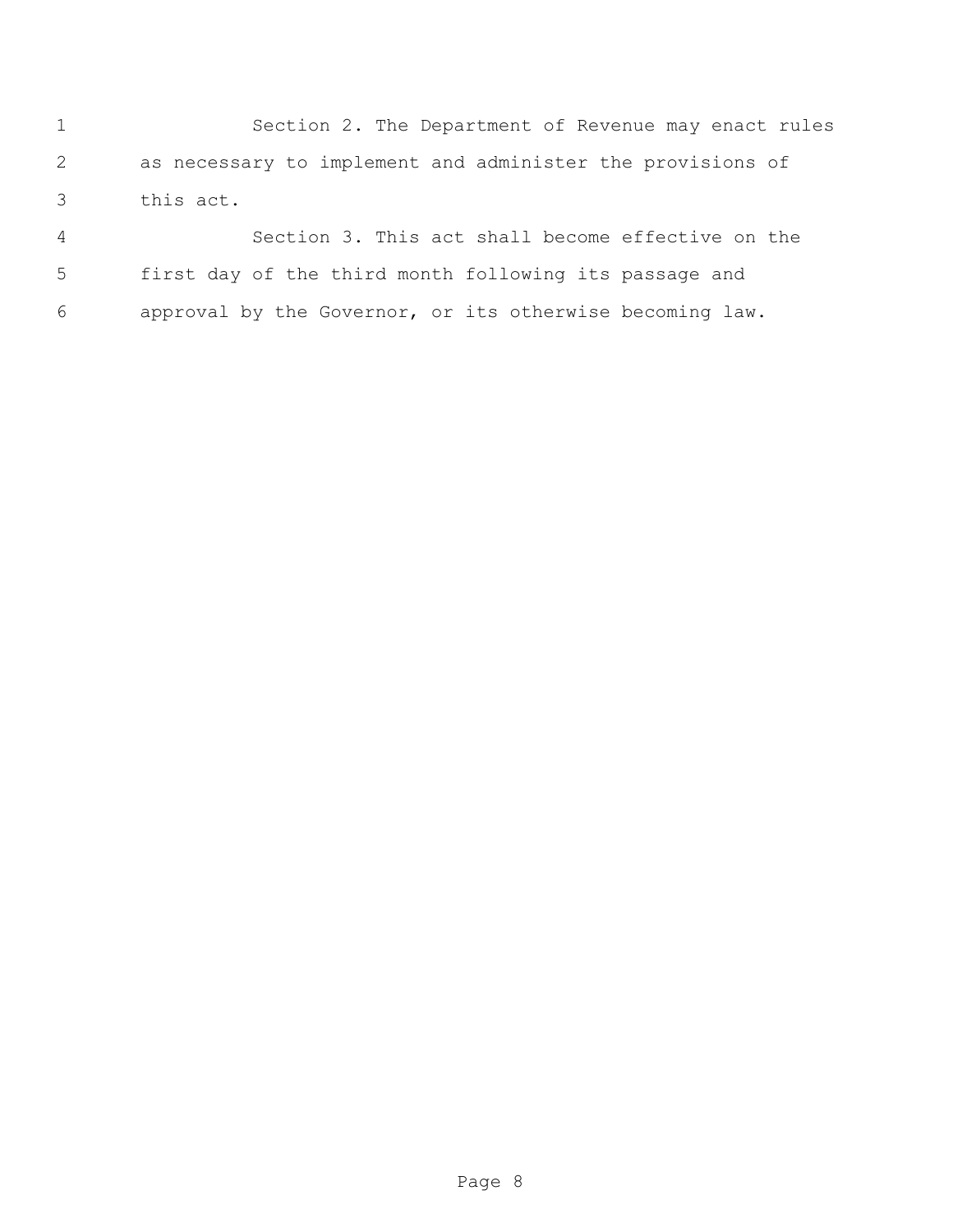Section 2. The Department of Revenue may enact rules as necessary to implement and administer the provisions of this act.

Section 3. This act shall become effective on the first day of the third month following its passage and approval by the Governor, or its otherwise becoming law.